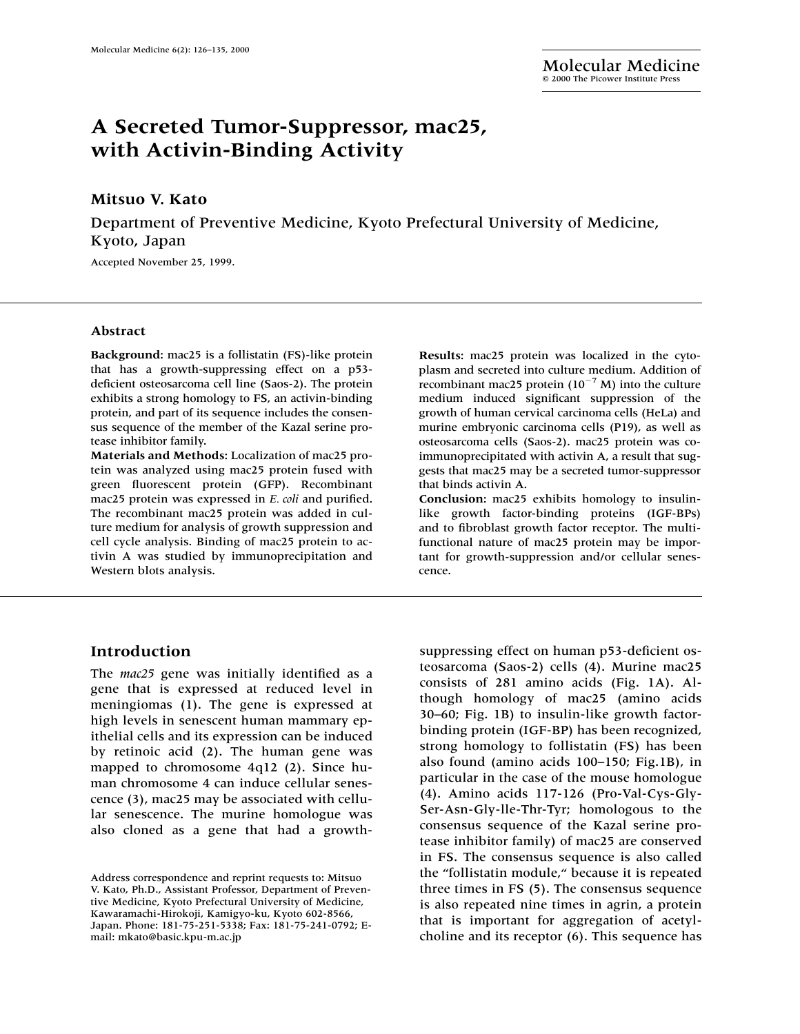# A Secreted Tumor-Suppressor, mac25, with Activin-Binding Activity

**Mitsuo V. Kato**

Department of Preventive Medicine, Kyoto Prefectural University of Medicine, Kyoto, Japan

Accepted November 25, 1999.

### Abstract

**Background**: mac25 is a follistatin (FS)-like protein that has a growth-suppressing effect on a p53-deficient osteosarcoma cell line (Saos-2). The protein exhibits a strong homology to FS, an activin-binding protein, and part of its sequence includes the consensus sequence of the member of the Kazal serine protease inhibitor family.

**Materials and Methods**: Localization of mac25 protein was analyzed using mac25 protein fused with green fluorescent protein (GFP). Recombinant mac25 protein was expressed in *E. coli* and purified. The recombinant mac25 protein was added in culture medium for analysis of growth suppression and cell cycle analysis. Binding of mac25 protein to activin A was studied by immunoprecipitation and Western blots analysis.

**Results**: mac25 protein was localized in the cytoplasm and secreted into culture medium. Addition of recombinant mac25 protein ($10^{-7}$ M) into the culture medium induced significant suppression of the growth of human cervical carcinoma cells (HeLa) and murine embryonic carcinoma cells (P19), as well as osteosarcoma cells (Saos-2). mac25 protein was co-immunoprecipitated with activin A, a result that suggests that mac25 may be a secreted tumor-suppressor that binds activin A.

**Conclusion**: mac25 exhibits homology to insulin-like growth factor-binding proteins (IGF-BPs) and to fibroblast growth factor receptor. The multifunctional nature of mac25 protein may be important for growth-suppression and/or cellular senescence.

## Introduction

The *mac25* gene was initially identified as a gene that is expressed at reduced level in meningiomas (1). The gene is expressed at high levels in senescent human mammary epithelial cells and its expression can be induced by retinoic acid (2). The human gene was mapped to chromosome 4q12 (2). Since human chromosome 4 can induce cellular senescence (3), mac25 may be associated with cellular senescence. The murine homologue was also cloned as a gene that had a growth-suppressing effect on human p53-deficient osteosarcoma (Saos-2) cells (4). Murine mac25 consists of 281 amino acids (Fig. 1A). Although homology of mac25 (amino acids 30–60; Fig. 1B) to insulin-like growth factor-binding protein (IGF-BP) has been recognized, strong homology to follistatin (FS) has been also found (amino acids 100–150; Fig.1B), in particular in the case of the mouse homologue (4). Amino acids 117-126 (Pro-Val-Cys-Gly-Ser-Asn-Gly-Ile-Thr-Tyr; homologous to the consensus sequence of the Kazal serine protease inhibitor family) of mac25 are conserved in FS. The consensus sequence is also called the "follistatin module," because it is repeated three times in FS (5). The consensus sequence is also repeated nine times in agrin, a protein that is important for aggregation of acetylcholine and its receptor (6). This sequence has

Address correspondence and reprint requests to: Mitsuo V. Kato, Ph.D., Assistant Professor, Department of Preventive Medicine, Kyoto Prefectural University of Medicine, Kawaramachi-Hirokoji, Kamigyo-ku, Kyoto 602-8566, Japan. Phone: 181-75-251-5338; Fax: 181-75-241-0792; E-mail: mkato@basic.kpu-m.ac.jp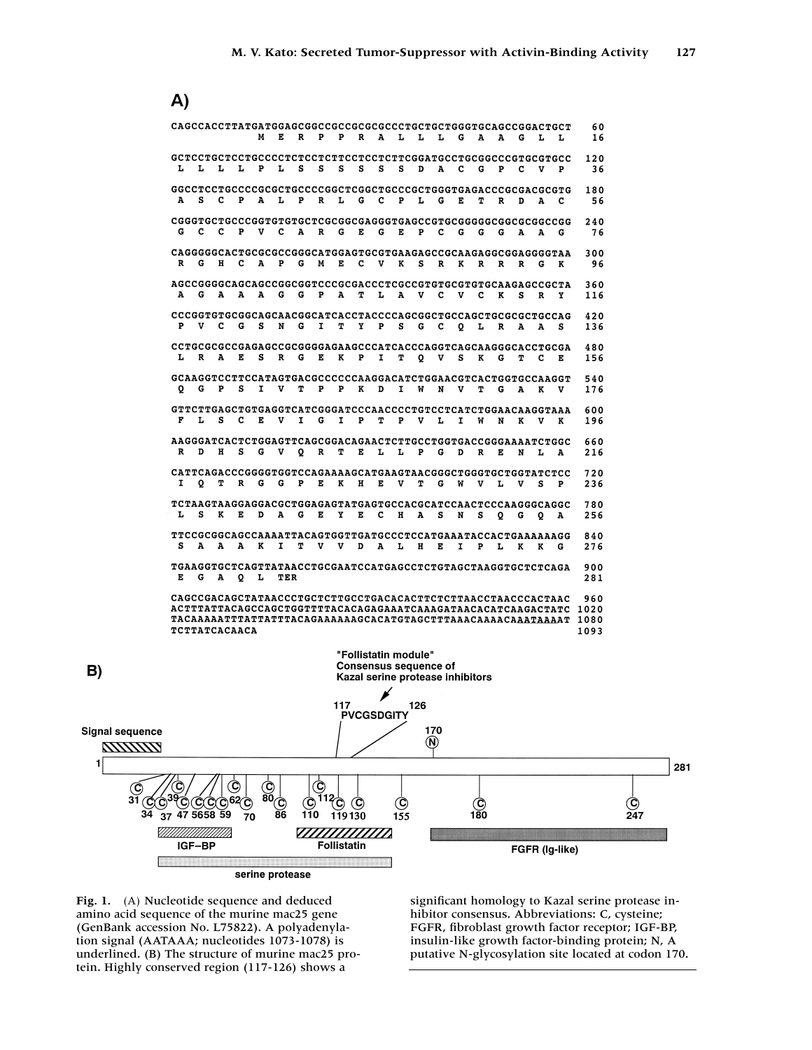**A)**

```
CAGCCACCTTATGATGGAGCGGCCGCCGCGCGCCCTGCTGCTGGGTGCAGCCGGACTGCT   60
             M  E  R  P  P  R  A  L  L  L  G  A  A  G  L  L     16

GCTCCTGCTCCTGCCCCTCTCCTCTTCCTCCTCTTCGGATGCCTGCGGCCCGTGCGTGCC  120
 L  L  L  L  P  L  S  S  S  S  S  S  D  A  C  G  P  C  V  P     36

GGCCTCCTGCCCCGCGCTGCCCCGGCTCGGCTGCCCGCTGGGTGAGACCCGCGACGCGTG  180
 A  S  C  P  A  L  P  R  L  G  C  P  L  G  E  T  R  D  A  C     56

CGGGTGCTGCCCGGTGTGTGCTCGCGGCGAGGGTGAGCCGTGCGGGGGCGGCGCGGCCGG  240
 G  C  C  P  V  C  A  R  G  E  G  E  P  C  G  G  G  A  A  G     76

CAGGGGGCACTGCGCGCCGGGCATGGAGTGCGTGAAGAGCCGCAAGAGGCGGAGGGGTAA  300
 R  G  H  C  A  P  G  M  E  C  V  K  S  R  K  R  R  R  G  K     96

AGCCGGGGCAGCAGCCGGCGGTCCCGCGACCCTCGCCGTGTGCGTGTGCAAGAGCCGCTA  360
 A  G  A  A  A  G  G  P  A  T  L  A  V  C  V  C  K  S  R  Y    116

CCCGGTGTGCGGCAGCAACGGCATCACCTACCCCAGCGGCTGCCAGCTGCGCGCTGCCAG  420
 P  V  C  G  S  N  G  I  T  Y  P  S  G  C  Q  L  R  A  A  S    136

CCTGCGCGCCGAGAGCCGCGGGGAGAAGCCCATCACCCAGGTCAGCAAGGGCACCTGCGA  480
 L  R  A  E  S  R  G  E  K  P  I  T  Q  V  S  K  G  T  C  E    156

GCAAGGTCCTTCCATAGTGACGCCCCCCAAGGACATCTGGAACGTCACTGGTGCCAAGGT  540
 Q  G  P  S  I  V  T  P  P  K  D  I  W  N  V  T  G  A  K  V    176

GTTCTTGAGCTGTGAGGTCATCGGGATCCCAACCCCTGTCCTCATCTGGAACAAGGTAAA  600
 F  L  S  C  E  V  I  G  I  P  T  P  V  L  I  W  N  K  V  K    196

AAGGGATCACTCTGGAGTTCAGCGGACAGAACTCTTGCCTGGTGACCGGGAAAATCTGGC  660
 R  D  H  S  G  V  Q  R  T  E  L  L  P  G  D  R  E  N  L  A    216

CATTCAGACCCGGGGTGGTCCAGAAAAGCATGAAGTAACGGGCTGGGTGCTGGTATCTCC  720
 I  Q  T  R  G  G  P  E  K  H  E  V  T  G  W  V  L  V  S  P    236

TCTAAGTAAGGAGGACGCTGGAGAGTATGAGTGCCACGCATCCAACTCCCAAGGGCAGGC  780
 L  S  K  E  D  A  G  E  Y  E  C  H  A  S  N  S  Q  G  Q  A    256

TTCCGCGGCAGCCAAAATTACAGTGGTTGATGCCCTCCATGAAATACCACTGAAAAAAGG  840
 S  A  A  A  K  I  T  V  V  D  A  L  H  E  I  P  L  K  K  G    276

TGAAGGTGCTCAGTTATAACCTGCGAATCCATGAGCCTCTGTAGCTAAGGTGCTCTCAGA  900
 E  G  A  Q  L  TER                                            281

CAGCCGACAGCTATAACCCTGCTCTTGCCTGACACACTTCTCTTAACCTAACCCACTAAC  960
ACTTTATTACAGCCAGCTGGTTTTACACAGAGAAATCAAAGATAACACATCAAGACTATC 1020
TACAAAAATTTATTATTTACAGAAAAAAGCACATGTAGCTTTAAACAAAACAAATAAAAT 1080
TCTTATCACAACA                                                1093
```

**B)**

"Follistatin module" Consensus sequence of Kazal serine protease inhibitors

117 PVCGSDGITY 126

Signal sequence; 1; 170 N; 281

C: 31, 34, 37, 39, 47, 56, 58, 59, 62, 70, 80, 86, 110, 112, 119, 130, 155, 180, 247

IGF–BP; Follistatin; FGFR (Ig-like); serine protease

**Fig. 1.** (A) Nucleotide sequence and deduced amino acid sequence of the murine mac25 gene (GenBank accession No. L75822). A polyadenylation signal (AATAAA; nucleotides 1073-1078) is underlined. (B) The structure of murine mac25 protein. Highly conserved region (117-126) shows a significant homology to Kazal serine protease inhibitor consensus. Abbreviations: C, cysteine; FGFR, fibroblast growth factor receptor; IGF-BP, insulin-like growth factor-binding protein; N, A putative N-glycosylation site located at codon 170.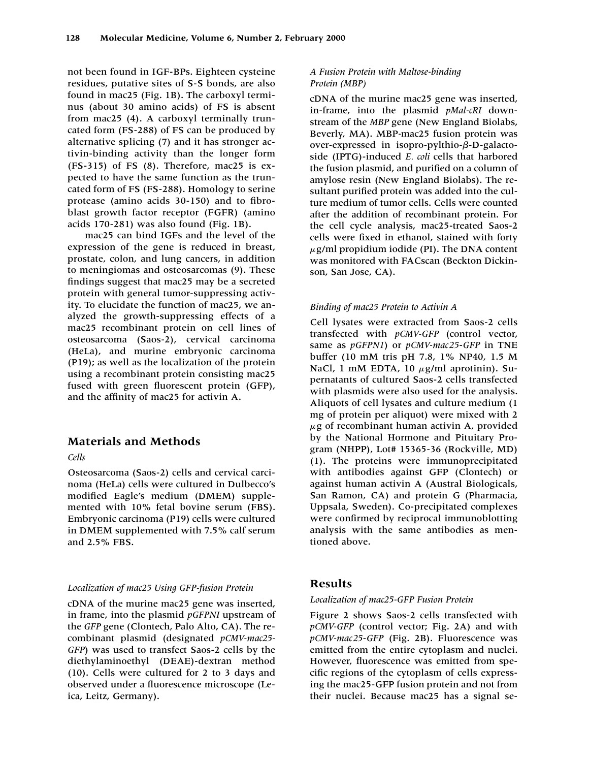not been found in IGF-BPs. Eighteen cysteine residues, putative sites of S-S bonds, are also found in mac25 (Fig. 1B). The carboxyl terminus (about 30 amino acids) of FS is absent from mac25 (4). A carboxyl terminally truncated form (FS-288) of FS can be produced by alternative splicing (7) and it has stronger activin-binding activity than the longer form (FS-315) of FS (8). Therefore, mac25 is expected to have the same function as the truncated form of FS (FS-288). Homology to serine protease (amino acids 30-150) and to fibroblast growth factor receptor (FGFR) (amino acids 170-281) was also found (Fig. 1B).

mac25 can bind IGFs and the level of the expression of the gene is reduced in breast, prostate, colon, and lung cancers, in addition to meningiomas and osteosarcomas (9). These findings suggest that mac25 may be a secreted protein with general tumor-suppressing activity. To elucidate the function of mac25, we analyzed the growth-suppressing effects of a mac25 recombinant protein on cell lines of osteosarcoma (Saos-2), cervical carcinoma (HeLa), and murine embryonic carcinoma (P19); as well as the localization of the protein using a recombinant protein consisting mac25 fused with green fluorescent protein (GFP), and the affinity of mac25 for activin A.

## Materials and Methods

### *Cells*

Osteosarcoma (Saos-2) cells and cervical carcinoma (HeLa) cells were cultured in Dulbecco's modified Eagle's medium (DMEM) supplemented with 10% fetal bovine serum (FBS). Embryonic carcinoma (P19) cells were cultured in DMEM supplemented with 7.5% calf serum and 2.5% FBS.

### *Localization of mac25 Using GFP-fusion Protein*

cDNA of the murine mac25 gene was inserted, in frame, into the plasmid *pGFPNI* upstream of the *GFP* gene (Clontech, Palo Alto, CA). The recombinant plasmid (designated *pCMV-mac25-GFP*) was used to transfect Saos-2 cells by the diethylaminoethyl (DEAE)-dextran method (10). Cells were cultured for 2 to 3 days and observed under a fluorescence microscope (Leica, Leitz, Germany).

### *A Fusion Protein with Maltose-binding Protein (MBP)*

cDNA of the murine mac25 gene was inserted, in-frame, into the plasmid *pMal-cRI* downstream of the *MBP* gene (New England Biolabs, Beverly, MA). MBP-mac25 fusion protein was over-expressed in isopro-pylthio-$\beta$-D-galactoside (IPTG)-induced *E. coli* cells that harbored the fusion plasmid, and purified on a column of amylose resin (New England Biolabs). The resultant purified protein was added into the culture medium of tumor cells. Cells were counted after the addition of recombinant protein. For the cell cycle analysis, mac25-treated Saos-2 cells were fixed in ethanol, stained with forty $\mu$g/ml propidium iodide (PI). The DNA content was monitored with FACscan (Beckton Dickinson, San Jose, CA).

### *Binding of mac25 Protein to Activin A*

Cell lysates were extracted from Saos-2 cells transfected with *pCMV-GFP* (control vector, same as *pGFPN1*) or *pCMV-mac25-GFP* in TNE buffer (10 mM tris pH 7.8, 1% NP40, 1.5 M NaCl, 1 mM EDTA, 10 $\mu$g/ml aprotinin). Supernatants of cultured Saos-2 cells transfected with plasmids were also used for the analysis. Aliquots of cell lysates and culture medium (1 mg of protein per aliquot) were mixed with 2 $\mu$g of recombinant human activin A, provided by the National Hormone and Pituitary Program (NHPP), Lot# 15365-36 (Rockville, MD) (1). The proteins were immunoprecipitated with antibodies against GFP (Clontech) or against human activin A (Austral Biologicals, San Ramon, CA) and protein G (Pharmacia, Uppsala, Sweden). Co-precipitated complexes were confirmed by reciprocal immunoblotting analysis with the same antibodies as mentioned above.

## Results

### *Localization of mac25-GFP Fusion Protein*

Figure 2 shows Saos-2 cells transfected with *pCMV-GFP* (control vector; Fig. 2A) and with *pCMV-mac25-GFP* (Fig. 2B). Fluorescence was emitted from the entire cytoplasm and nuclei. However, fluorescence was emitted from specific regions of the cytoplasm of cells expressing the mac25-GFP fusion protein and not from their nuclei. Because mac25 has a signal se-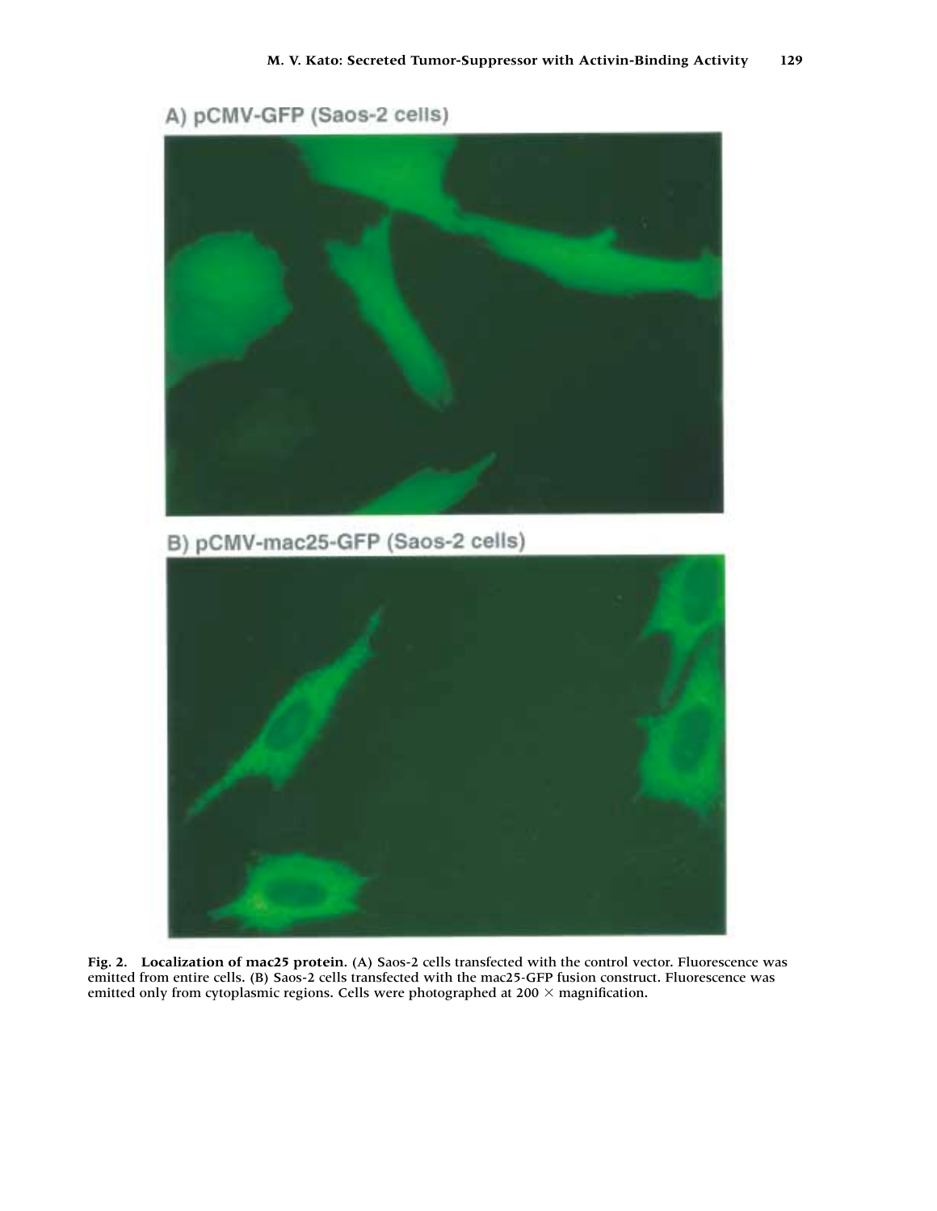A) pCMV-GFP (Saos-2 cells)

B) pCMV-mac25-GFP (Saos-2 cells)

**Fig. 2. Localization of mac25 protein**. (A) Saos-2 cells transfected with the control vector. Fluorescence was emitted from entire cells. (B) Saos-2 cells transfected with the mac25-GFP fusion construct. Fluorescence was emitted only from cytoplasmic regions. Cells were photographed at 200 × magnification.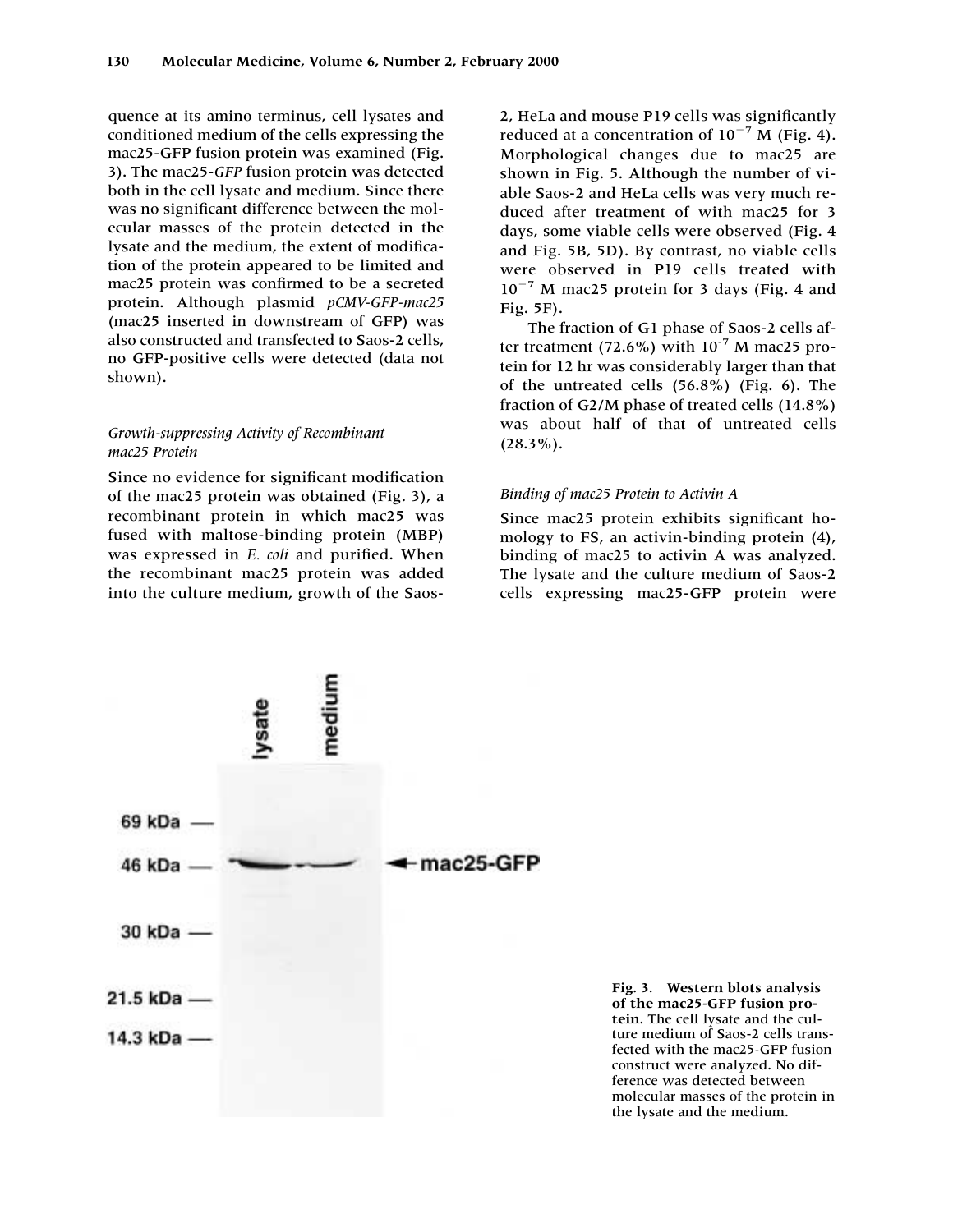quence at its amino terminus, cell lysates and conditioned medium of the cells expressing the mac25-GFP fusion protein was examined (Fig. 3). The mac25-*GFP* fusion protein was detected both in the cell lysate and medium. Since there was no significant difference between the molecular masses of the protein detected in the lysate and the medium, the extent of modification of the protein appeared to be limited and mac25 protein was confirmed to be a secreted protein. Although plasmid *pCMV-GFP-mac25* (mac25 inserted in downstream of GFP) was also constructed and transfected to Saos-2 cells, no GFP-positive cells were detected (data not shown).

### *Growth-suppressing Activity of Recombinant mac25 Protein*

Since no evidence for significant modification of the mac25 protein was obtained (Fig. 3), a recombinant protein in which mac25 was fused with maltose-binding protein (MBP) was expressed in *E. coli* and purified. When the recombinant mac25 protein was added into the culture medium, growth of the Saos-2, HeLa and mouse P19 cells was significantly reduced at a concentration of $10^{-7}$ M (Fig. 4). Morphological changes due to mac25 are shown in Fig. 5. Although the number of viable Saos-2 and HeLa cells was very much reduced after treatment of with mac25 for 3 days, some viable cells were observed (Fig. 4 and Fig. 5B, 5D). By contrast, no viable cells were observed in P19 cells treated with $10^{-7}$ M mac25 protein for 3 days (Fig. 4 and Fig. 5F).

The fraction of G1 phase of Saos-2 cells after treatment (72.6%) with $10^{-7}$ M mac25 protein for 12 hr was considerably larger than that of the untreated cells (56.8%) (Fig. 6). The fraction of G2/M phase of treated cells (14.8%) was about half of that of untreated cells (28.3%).

### *Binding of mac25 Protein to Activin A*

Since mac25 protein exhibits significant homology to FS, an activin-binding protein (4), binding of mac25 to activin A was analyzed. The lysate and the culture medium of Saos-2 cells expressing mac25-GFP protein were

**Fig. 3. Western blots analysis of the mac25-GFP fusion protein.** The cell lysate and the culture medium of Saos-2 cells transfected with the mac25-GFP fusion construct were analyzed. No difference was detected between molecular masses of the protein in the lysate and the medium.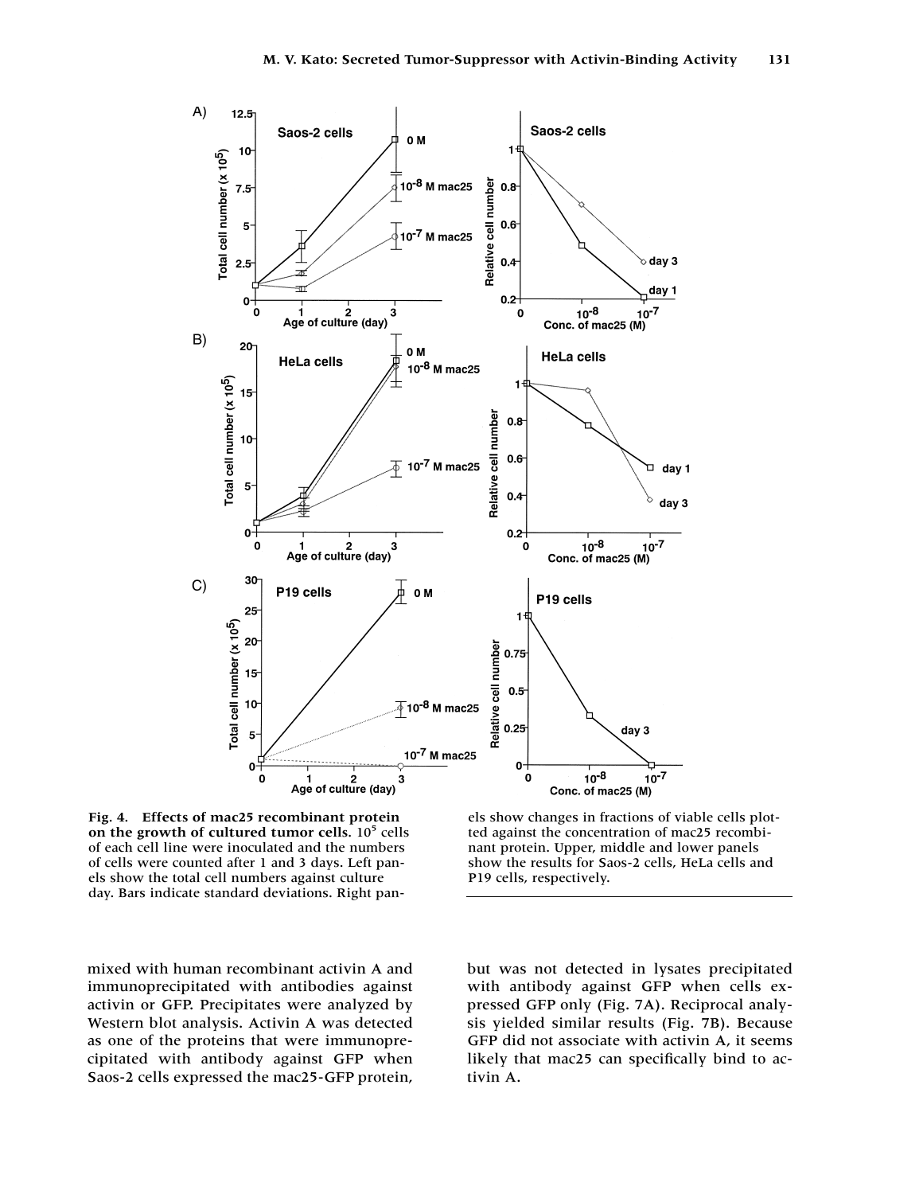**Fig. 4. Effects of mac25 recombinant protein on the growth of cultured tumor cells.** $10^5$ cells of each cell line were inoculated and the numbers of cells were counted after 1 and 3 days. Left panels show the total cell numbers against culture day. Bars indicate standard deviations. Right panels show changes in fractions of viable cells plotted against the concentration of mac25 recombinant protein. Upper, middle and lower panels show the results for Saos-2 cells, HeLa cells and P19 cells, respectively.

mixed with human recombinant activin A and immunoprecipitated with antibodies against activin or GFP. Precipitates were analyzed by Western blot analysis. Activin A was detected as one of the proteins that were immunoprecipitated with antibody against GFP when Saos-2 cells expressed the mac25-GFP protein, but was not detected in lysates precipitated with antibody against GFP when cells expressed GFP only (Fig. 7A). Reciprocal analysis yielded similar results (Fig. 7B). Because GFP did not associate with activin A, it seems likely that mac25 can specifically bind to activin A.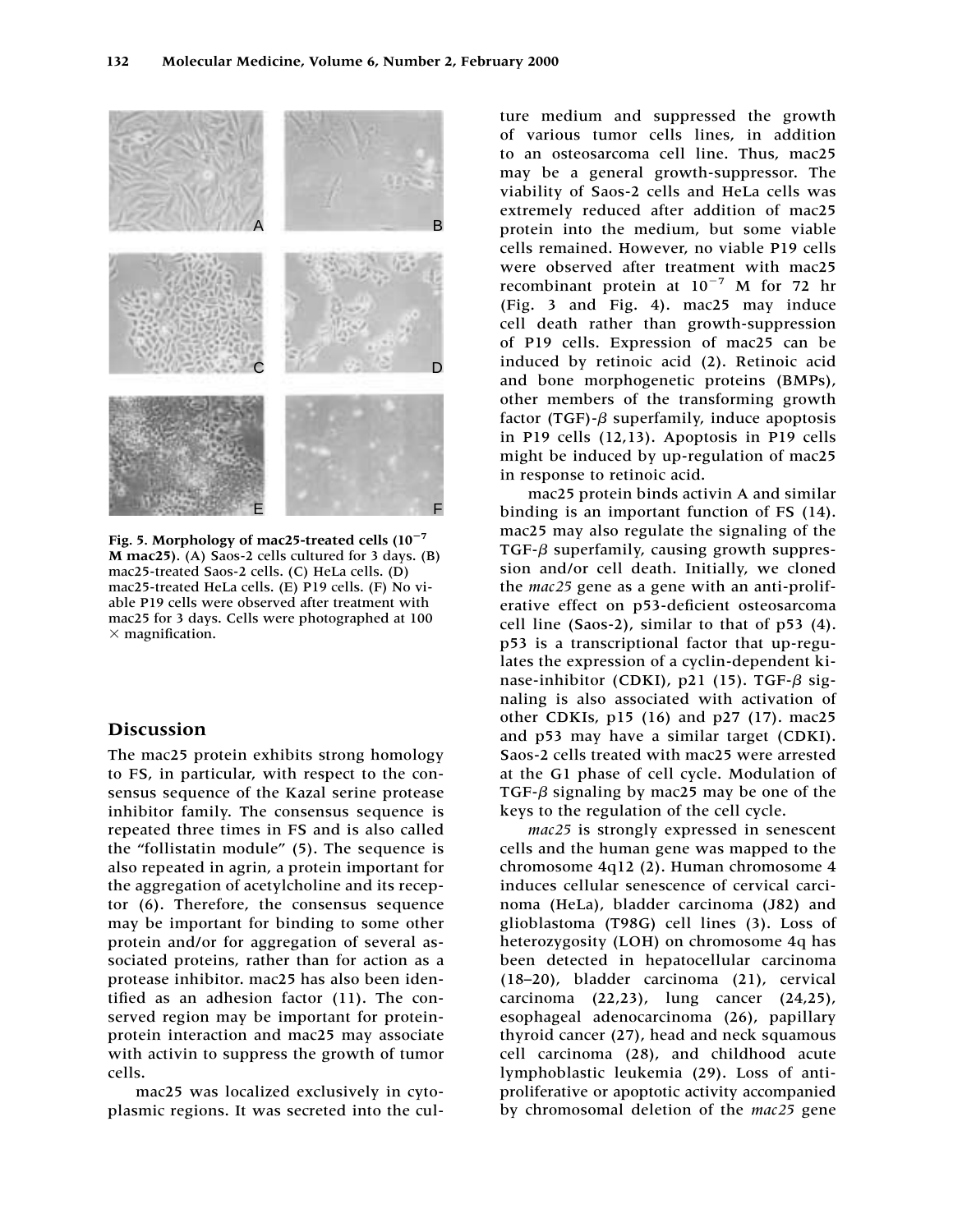**Fig. 5. Morphology of mac25-treated cells ($10^{-7}$ M mac25).** (A) Saos-2 cells cultured for 3 days. (B) mac25-treated Saos-2 cells. (C) HeLa cells. (D) mac25-treated HeLa cells. (E) P19 cells. (F) No viable P19 cells were observed after treatment with mac25 for 3 days. Cells were photographed at 100 × magnification.

## Discussion

The mac25 protein exhibits strong homology to FS, in particular, with respect to the consensus sequence of the Kazal serine protease inhibitor family. The consensus sequence is repeated three times in FS and is also called the "follistatin module" (5). The sequence is also repeated in agrin, a protein important for the aggregation of acetylcholine and its receptor (6). Therefore, the consensus sequence may be important for binding to some other protein and/or for aggregation of several associated proteins, rather than for action as a protease inhibitor. mac25 has also been identified as an adhesion factor (11). The conserved region may be important for protein-protein interaction and mac25 may associate with activin to suppress the growth of tumor cells.

mac25 was localized exclusively in cytoplasmic regions. It was secreted into the culture medium and suppressed the growth of various tumor cells lines, in addition to an osteosarcoma cell line. Thus, mac25 may be a general growth-suppressor. The viability of Saos-2 cells and HeLa cells was extremely reduced after addition of mac25 protein into the medium, but some viable cells remained. However, no viable P19 cells were observed after treatment with mac25 recombinant protein at $10^{-7}$ M for 72 hr (Fig. 3 and Fig. 4). mac25 may induce cell death rather than growth-suppression of P19 cells. Expression of mac25 can be induced by retinoic acid (2). Retinoic acid and bone morphogenetic proteins (BMPs), other members of the transforming growth factor (TGF)-$\beta$ superfamily, induce apoptosis in P19 cells (12,13). Apoptosis in P19 cells might be induced by up-regulation of mac25 in response to retinoic acid.

mac25 protein binds activin A and similar binding is an important function of FS (14). mac25 may also regulate the signaling of the TGF-$\beta$ superfamily, causing growth suppression and/or cell death. Initially, we cloned the *mac25* gene as a gene with an anti-proliferative effect on p53-deficient osteosarcoma cell line (Saos-2), similar to that of p53 (4). p53 is a transcriptional factor that up-regulates the expression of a cyclin-dependent kinase-inhibitor (CDKI), p21 (15). TGF-$\beta$ signaling is also associated with activation of other CDKIs, p15 (16) and p27 (17). mac25 and p53 may have a similar target (CDKI). Saos-2 cells treated with mac25 were arrested at the G1 phase of cell cycle. Modulation of TGF-$\beta$ signaling by mac25 may be one of the keys to the regulation of the cell cycle.

*mac25* is strongly expressed in senescent cells and the human gene was mapped to the chromosome 4q12 (2). Human chromosome 4 induces cellular senescence of cervical carcinoma (HeLa), bladder carcinoma (J82) and glioblastoma (T98G) cell lines (3). Loss of heterozygosity (LOH) on chromosome 4q has been detected in hepatocellular carcinoma (18–20), bladder carcinoma (21), cervical carcinoma (22,23), lung cancer (24,25), esophageal adenocarcinoma (26), papillary thyroid cancer (27), head and neck squamous cell carcinoma (28), and childhood acute lymphoblastic leukemia (29). Loss of anti-proliferative or apoptotic activity accompanied by chromosomal deletion of the *mac25* gene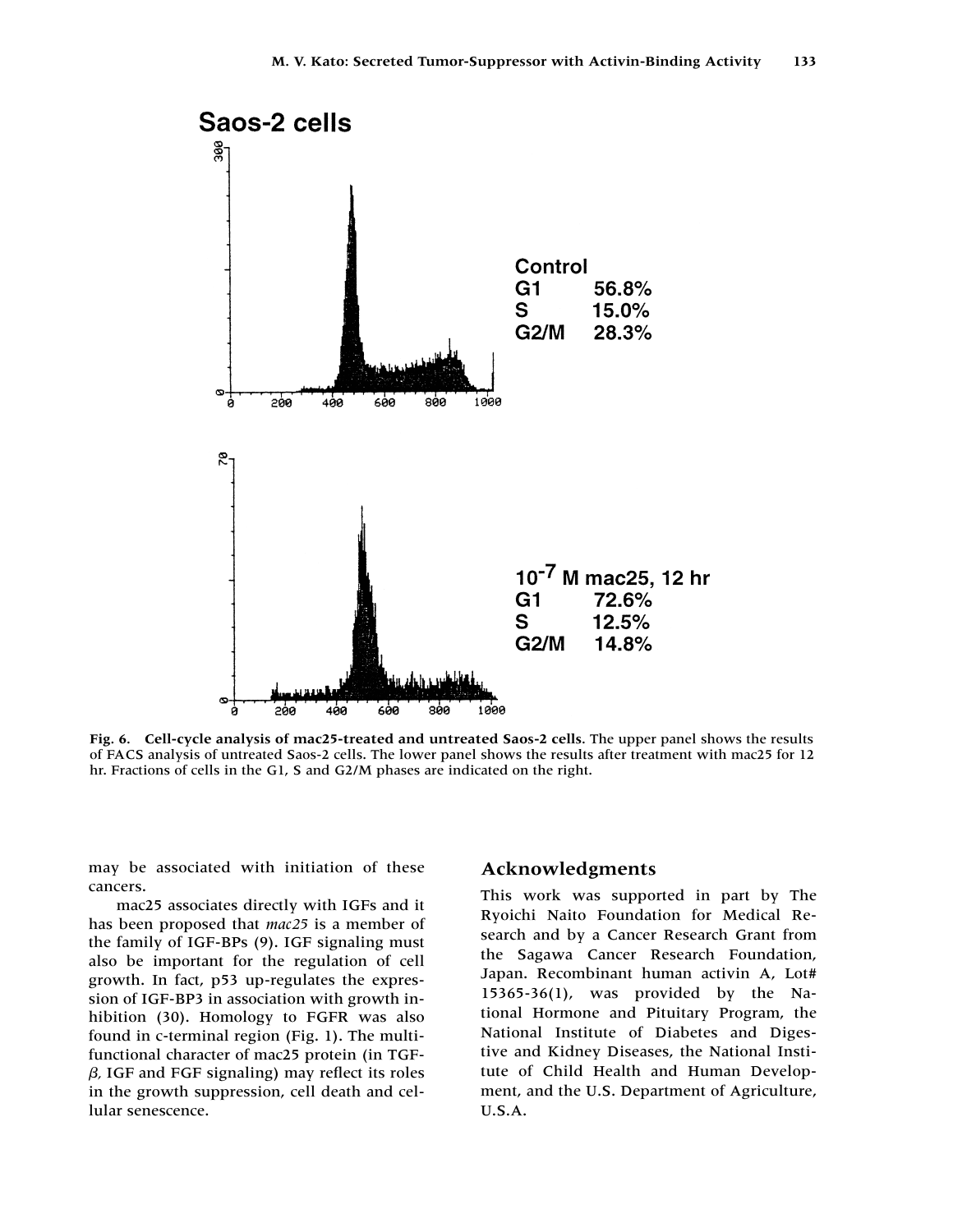Fig. 6. **Cell-cycle analysis of mac25-treated and untreated Saos-2 cells**. The upper panel shows the results of FACS analysis of untreated Saos-2 cells. The lower panel shows the results after treatment with mac25 for 12 hr. Fractions of cells in the G1, S and G2/M phases are indicated on the right.

may be associated with initiation of these cancers.

mac25 associates directly with IGFs and it has been proposed that *mac25* is a member of the family of IGF-BPs (9). IGF signaling must also be important for the regulation of cell growth. In fact, p53 up-regulates the expression of IGF-BP3 in association with growth inhibition (30). Homology to FGFR was also found in c-terminal region (Fig. 1). The multifunctional character of mac25 protein (in TGF-$\beta$, IGF and FGF signaling) may reflect its roles in the growth suppression, cell death and cellular senescence.

## Acknowledgments

This work was supported in part by The Ryoichi Naito Foundation for Medical Research and by a Cancer Research Grant from the Sagawa Cancer Research Foundation, Japan. Recombinant human activin A, Lot# 15365-36(1), was provided by the National Hormone and Pituitary Program, the National Institute of Diabetes and Digestive and Kidney Diseases, the National Institute of Child Health and Human Development, and the U.S. Department of Agriculture, U.S.A.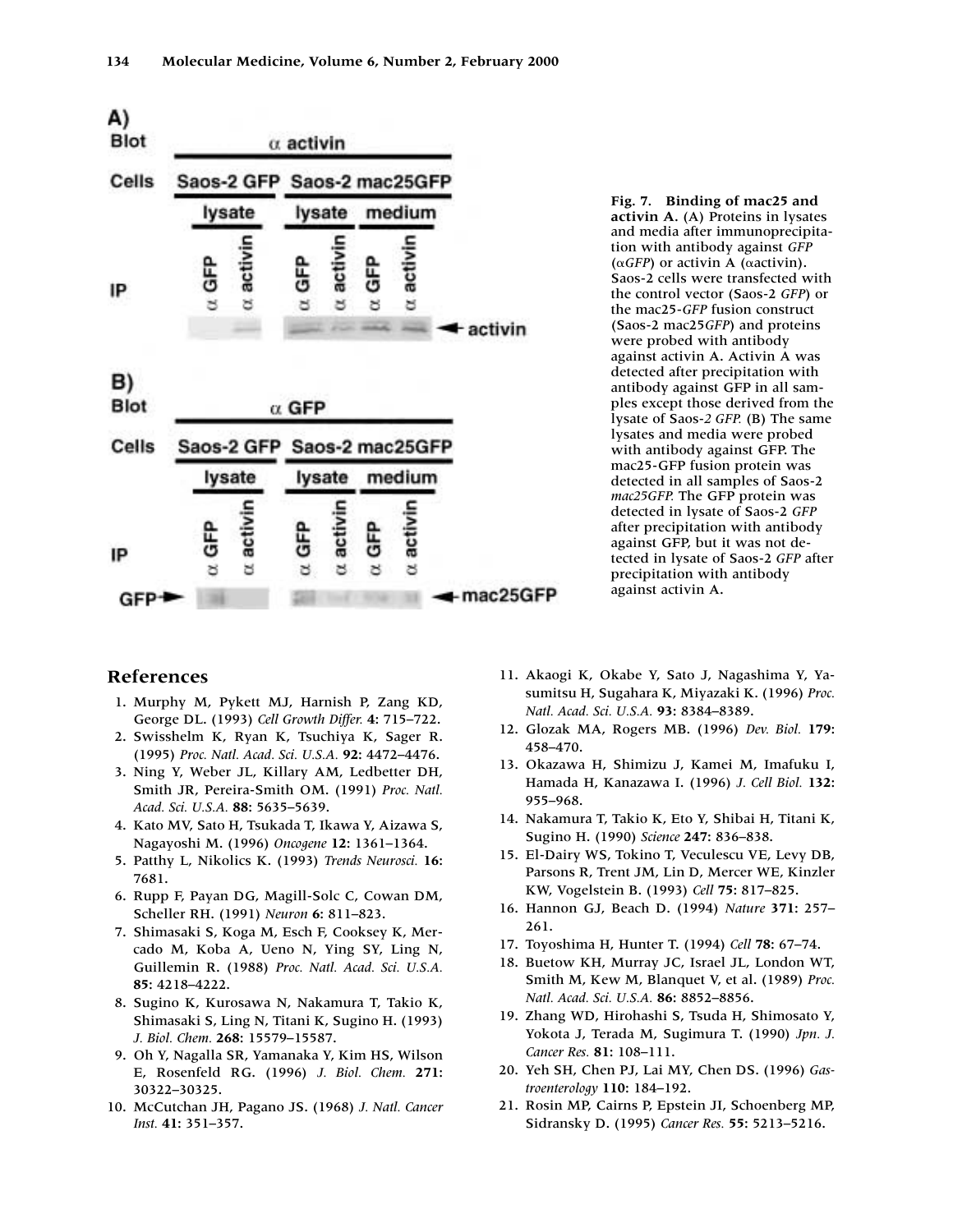Fig. 7. **Binding of mac25 and activin A.** (A) Proteins in lysates and media after immunoprecipitation with antibody against *GFP* (α*GFP*) or activin A (αactivin). Saos-2 cells were transfected with the control vector (Saos-2 *GFP*) or the mac25-*GFP* fusion construct (Saos-2 mac25*GFP*) and proteins were probed with antibody against activin A. Activin A was detected after precipitation with antibody against GFP in all samples except those derived from the lysate of Saos-*2 GFP.* (B) The same lysates and media were probed with antibody against GFP. The mac25-GFP fusion protein was detected in all samples of Saos-2 *mac25GFP.* The GFP protein was detected in lysate of Saos-2 *GFP* after precipitation with antibody against GFP, but it was not detected in lysate of Saos-2 *GFP* after precipitation with antibody against activin A.

## References

1. Murphy M, Pykett MJ, Harnish P, Zang KD, George DL. (1993) *Cell Growth Differ.* **4:** 715–722.
2. Swisshelm K, Ryan K, Tsuchiya K, Sager R. (1995) *Proc. Natl. Acad. Sci. U.S.A.* **92:** 4472–4476.
3. Ning Y, Weber JL, Killary AM, Ledbetter DH, Smith JR, Pereira-Smith OM. (1991) *Proc. Natl. Acad. Sci. U.S.A.* **88:** 5635–5639.
4. Kato MV, Sato H, Tsukada T, Ikawa Y, Aizawa S, Nagayoshi M. (1996) *Oncogene* **12:** 1361–1364.
5. Patthy L, Nikolics K. (1993) *Trends Neurosci.* **16:** 7681.
6. Rupp F, Payan DG, Magill-Solc C, Cowan DM, Scheller RH. (1991) *Neuron* **6:** 811–823.
7. Shimasaki S, Koga M, Esch F, Cooksey K, Mercado M, Koba A, Ueno N, Ying SY, Ling N, Guillemin R. (1988) *Proc. Natl. Acad. Sci. U.S.A.* **85:** 4218–4222.
8. Sugino K, Kurosawa N, Nakamura T, Takio K, Shimasaki S, Ling N, Titani K, Sugino H. (1993) *J. Biol. Chem.* **268:** 15579–15587.
9. Oh Y, Nagalla SR, Yamanaka Y, Kim HS, Wilson E, Rosenfeld RG. (1996) *J. Biol. Chem.* **271:** 30322–30325.
10. McCutchan JH, Pagano JS. (1968) *J. Natl. Cancer Inst.* **41:** 351–357.
11. Akaogi K, Okabe Y, Sato J, Nagashima Y, Yasumitsu H, Sugahara K, Miyazaki K. (1996) *Proc. Natl. Acad. Sci. U.S.A.* **93:** 8384–8389.
12. Glozak MA, Rogers MB. (1996) *Dev. Biol.* **179:** 458–470.
13. Okazawa H, Shimizu J, Kamei M, Imafuku I, Hamada H, Kanazawa I. (1996) *J. Cell Biol.* **132:** 955–968.
14. Nakamura T, Takio K, Eto Y, Shibai H, Titani K, Sugino H. (1990) *Science* **247:** 836–838.
15. El-Dairy WS, Tokino T, Veculescu VE, Levy DB, Parsons R, Trent JM, Lin D, Mercer WE, Kinzler KW, Vogelstein B. (1993) *Cell* **75:** 817–825.
16. Hannon GJ, Beach D. (1994) *Nature* **371:** 257–261.
17. Toyoshima H, Hunter T. (1994) *Cell* **78:** 67–74.
18. Buetow KH, Murray JC, Israel JL, London WT, Smith M, Kew M, Blanquet V, et al. (1989) *Proc. Natl. Acad. Sci. U.S.A.* **86:** 8852–8856.
19. Zhang WD, Hirohashi S, Tsuda H, Shimosato Y, Yokota J, Terada M, Sugimura T. (1990) *Jpn. J. Cancer Res.* **81:** 108–111.
20. Yeh SH, Chen PJ, Lai MY, Chen DS. (1996) *Gastroenterology* **110:** 184–192.
21. Rosin MP, Cairns P, Epstein JI, Schoenberg MP, Sidransky D. (1995) *Cancer Res.* **55:** 5213–5216.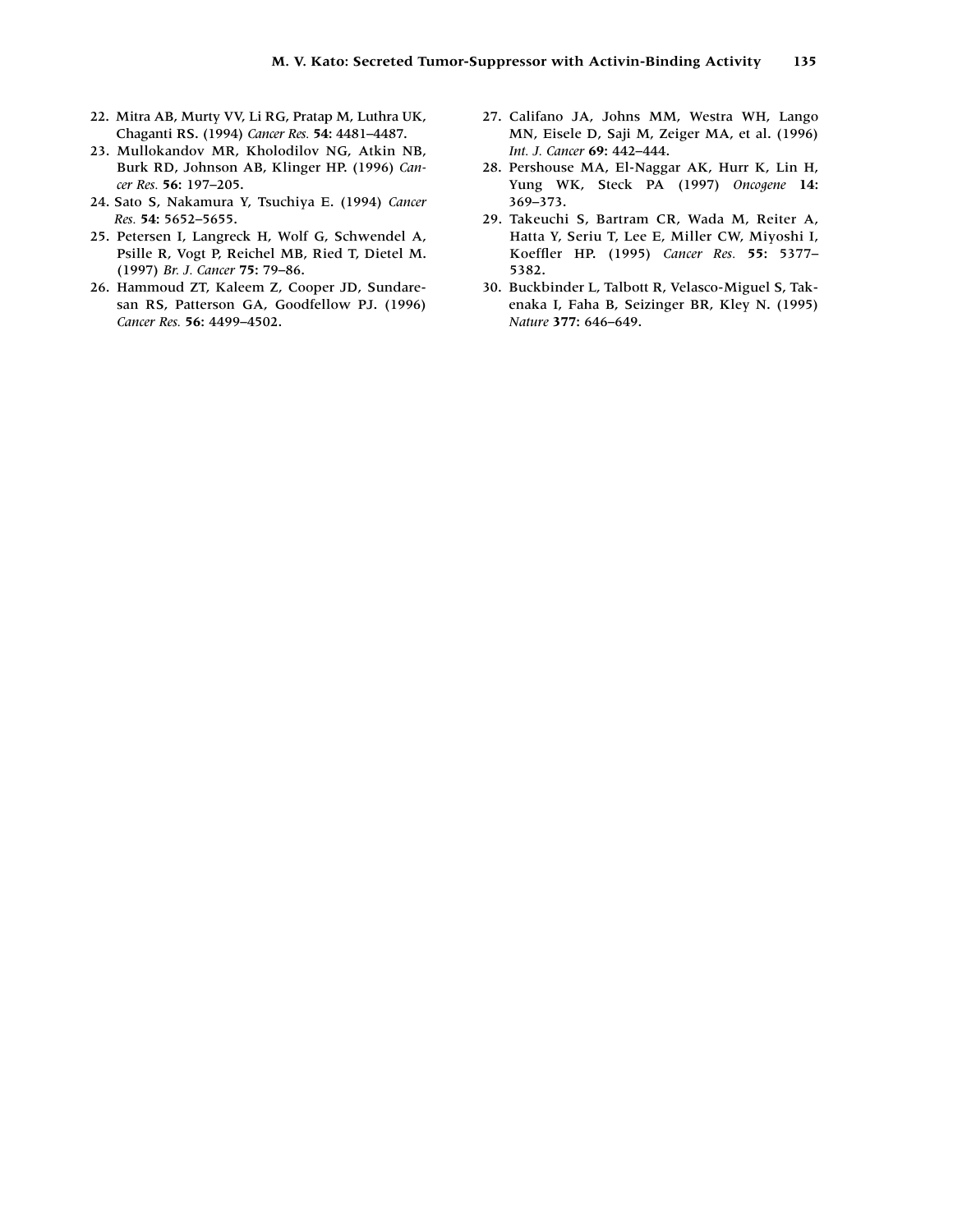22. Mitra AB, Murty VV, Li RG, Pratap M, Luthra UK, Chaganti RS. (1994) *Cancer Res.* **54:** 4481–4487.
23. Mullokandov MR, Kholodilov NG, Atkin NB, Burk RD, Johnson AB, Klinger HP. (1996) *Cancer Res.* **56:** 197–205.
24. Sato S, Nakamura Y, Tsuchiya E. (1994) *Cancer Res.* **54:** 5652–5655.
25. Petersen I, Langreck H, Wolf G, Schwendel A, Psille R, Vogt P, Reichel MB, Ried T, Dietel M. (1997) *Br. J. Cancer* **75:** 79–86.
26. Hammoud ZT, Kaleem Z, Cooper JD, Sundaresan RS, Patterson GA, Goodfellow PJ. (1996) *Cancer Res.* **56:** 4499–4502.
27. Califano JA, Johns MM, Westra WH, Lango MN, Eisele D, Saji M, Zeiger MA, et al. (1996) *Int. J. Cancer* **69:** 442–444.
28. Pershouse MA, El-Naggar AK, Hurr K, Lin H, Yung WK, Steck PA (1997) *Oncogene* **14:** 369–373.
29. Takeuchi S, Bartram CR, Wada M, Reiter A, Hatta Y, Seriu T, Lee E, Miller CW, Miyoshi I, Koeffler HP. (1995) *Cancer Res.* **55:** 5377–5382.
30. Buckbinder L, Talbott R, Velasco-Miguel S, Takenaka I, Faha B, Seizinger BR, Kley N. (1995) *Nature* **377:** 646–649.